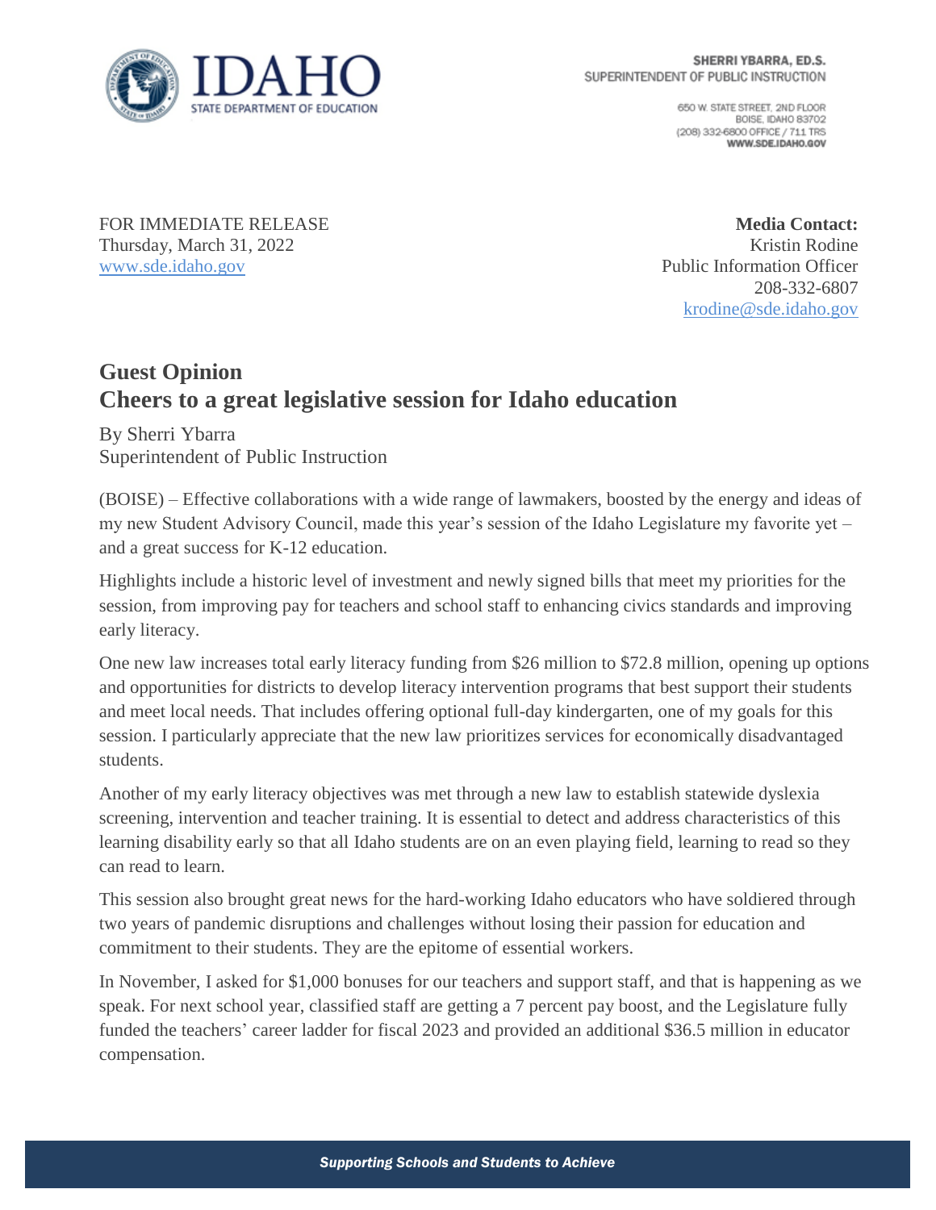IDAHO STATE DEPARTMENT OF EDUCATION

**SHERRI YBARRA, ED.S.**
SUPERINTENDENT OF PUBLIC INSTRUCTION

650 W. STATE STREET, 2ND FLOOR
BOISE, IDAHO 83702
(208) 332-6800 OFFICE / 711 TRS
**WWW.SDE.IDAHO.GOV**

FOR IMMEDIATE RELEASE
Thursday, March 31, 2022
www.sde.idaho.gov

**Media Contact:**
Kristin Rodine
Public Information Officer
208-332-6807
krodine@sde.idaho.gov

## Guest Opinion
## Cheers to a great legislative session for Idaho education

By Sherri Ybarra
Superintendent of Public Instruction

(BOISE) – Effective collaborations with a wide range of lawmakers, boosted by the energy and ideas of my new Student Advisory Council, made this year's session of the Idaho Legislature my favorite yet – and a great success for K-12 education.

Highlights include a historic level of investment and newly signed bills that meet my priorities for the session, from improving pay for teachers and school staff to enhancing civics standards and improving early literacy.

One new law increases total early literacy funding from $26 million to $72.8 million, opening up options and opportunities for districts to develop literacy intervention programs that best support their students and meet local needs. That includes offering optional full-day kindergarten, one of my goals for this session. I particularly appreciate that the new law prioritizes services for economically disadvantaged students.

Another of my early literacy objectives was met through a new law to establish statewide dyslexia screening, intervention and teacher training. It is essential to detect and address characteristics of this learning disability early so that all Idaho students are on an even playing field, learning to read so they can read to learn.

This session also brought great news for the hard-working Idaho educators who have soldiered through two years of pandemic disruptions and challenges without losing their passion for education and commitment to their students. They are the epitome of essential workers.

In November, I asked for $1,000 bonuses for our teachers and support staff, and that is happening as we speak. For next school year, classified staff are getting a 7 percent pay boost, and the Legislature fully funded the teachers' career ladder for fiscal 2023 and provided an additional $36.5 million in educator compensation.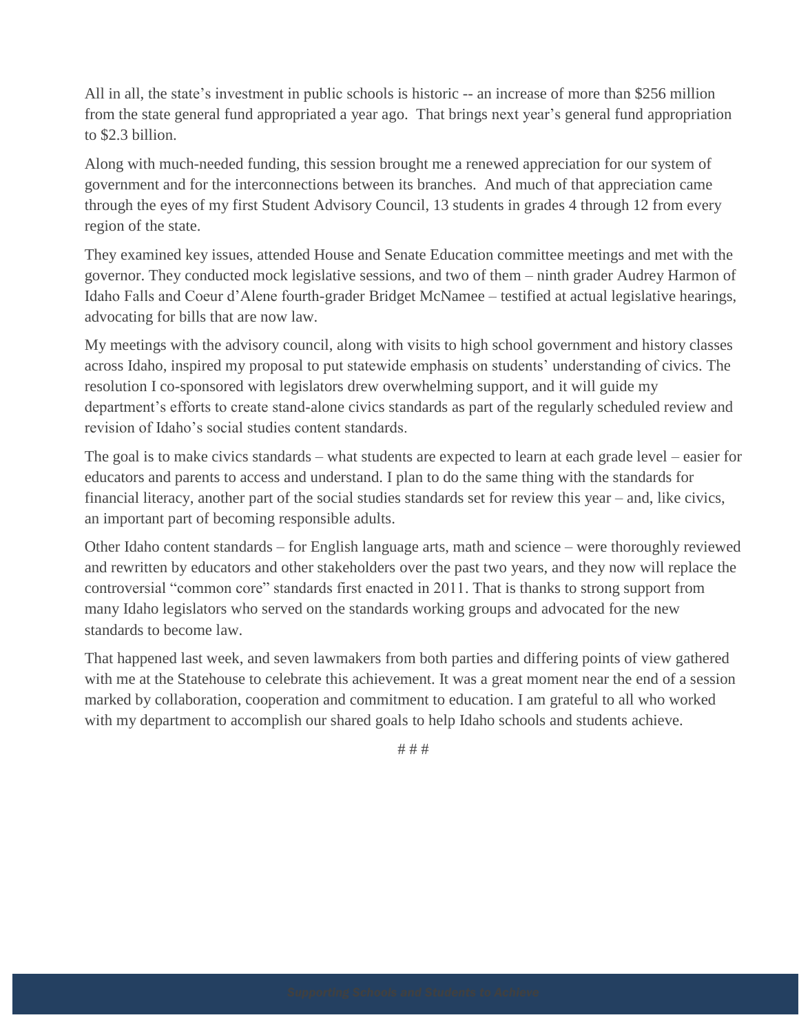All in all, the state's investment in public schools is historic -- an increase of more than $256 million from the state general fund appropriated a year ago. That brings next year's general fund appropriation to $2.3 billion.

Along with much-needed funding, this session brought me a renewed appreciation for our system of government and for the interconnections between its branches. And much of that appreciation came through the eyes of my first Student Advisory Council, 13 students in grades 4 through 12 from every region of the state.

They examined key issues, attended House and Senate Education committee meetings and met with the governor. They conducted mock legislative sessions, and two of them – ninth grader Audrey Harmon of Idaho Falls and Coeur d'Alene fourth-grader Bridget McNamee – testified at actual legislative hearings, advocating for bills that are now law.

My meetings with the advisory council, along with visits to high school government and history classes across Idaho, inspired my proposal to put statewide emphasis on students' understanding of civics. The resolution I co-sponsored with legislators drew overwhelming support, and it will guide my department's efforts to create stand-alone civics standards as part of the regularly scheduled review and revision of Idaho's social studies content standards.

The goal is to make civics standards – what students are expected to learn at each grade level – easier for educators and parents to access and understand. I plan to do the same thing with the standards for financial literacy, another part of the social studies standards set for review this year – and, like civics, an important part of becoming responsible adults.

Other Idaho content standards – for English language arts, math and science – were thoroughly reviewed and rewritten by educators and other stakeholders over the past two years, and they now will replace the controversial "common core" standards first enacted in 2011. That is thanks to strong support from many Idaho legislators who served on the standards working groups and advocated for the new standards to become law.

That happened last week, and seven lawmakers from both parties and differing points of view gathered with me at the Statehouse to celebrate this achievement. It was a great moment near the end of a session marked by collaboration, cooperation and commitment to education. I am grateful to all who worked with my department to accomplish our shared goals to help Idaho schools and students achieve.

# # #